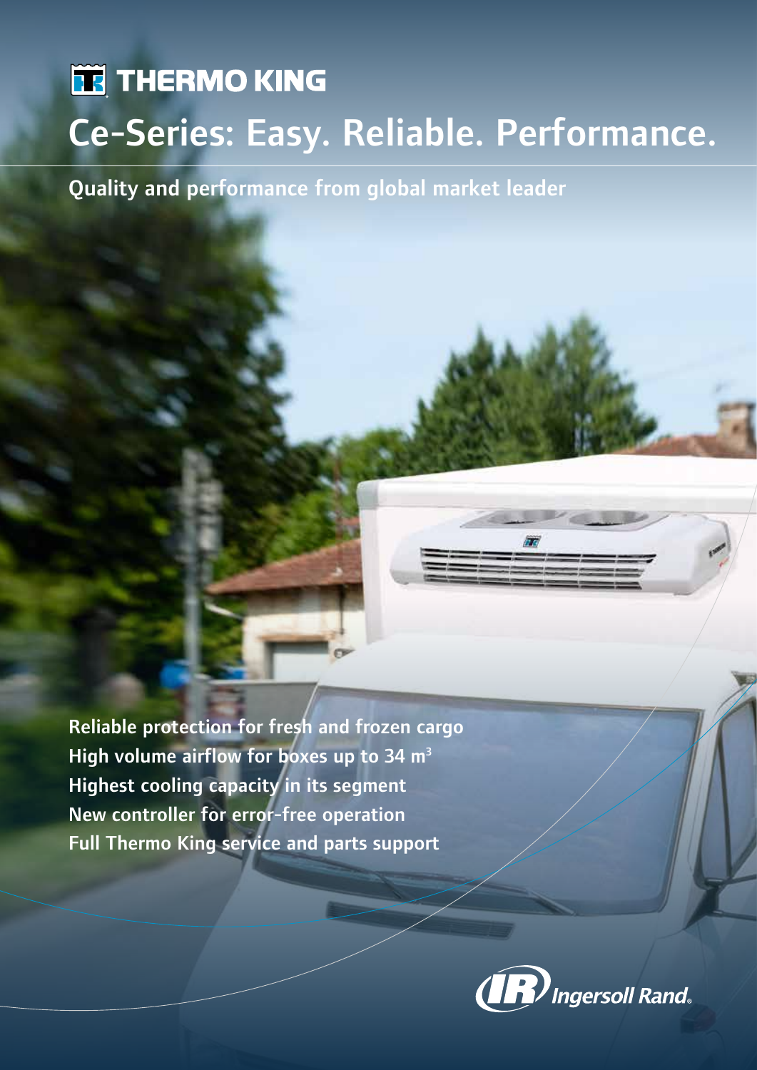THERMO KING

# Ce-Series: Easy. Reliable. Performance.

## Quality and performance from global market leader

**Reliable protection for fresh and frozen cargo**
**High volume airflow for boxes up to 34 m$^3$**
**Highest cooling capacity in its segment**
**New controller for error-free operation**
**Full Thermo King service and parts support**

Ingersoll Rand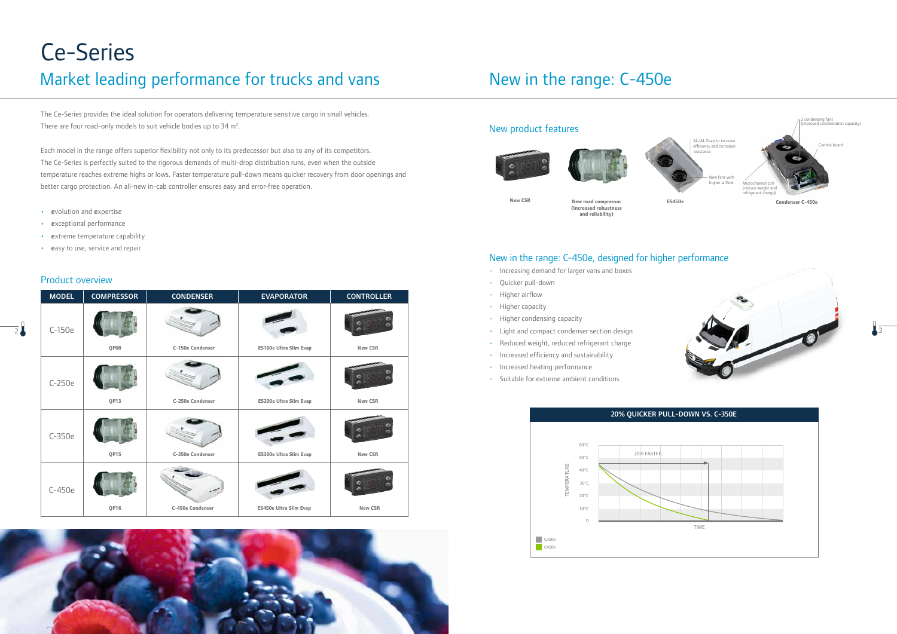# Ce-Series

## Market leading performance for trucks and vans

The Ce-Series provides the ideal solution for operators delivering temperature sensitive cargo in small vehicles. There are four road-only models to suit vehicle bodies up to 34 m³.

Each model in the range offers superior flexibility not only to its predecessor but also to any of its competitors. The Ce-Series is perfectly suited to the rigorous demands of multi-drop distribution runs, even when the outside temperature reaches extreme highs or lows. Faster temperature pull-down means quicker recovery from door openings and better cargo protection. An all-new in-cab controller ensures easy and error-free operation.

- **e**volution and **e**xpertise
- **e**xceptional performance
- **e**xtreme temperature capability
- **e**asy to use, service and repair

### Product overview

| MODEL | COMPRESSOR | CONDENSER | EVAPORATOR | CONTROLLER |
|---|---|---|---|---|
| C-150e | QP08 | C-150e Condenser | ES100e Ultra Slim Evap | New CSR |
| C-250e | QP13 | C-250e Condenser | ES200e Ultra Slim Evap | New CSR |
| C-350e | QP15 | C-350e Condenser | ES300e Ultra Slim Evap | New CSR |
| C-450e | QP16 | C-450e Condenser | ES450e Ultra Slim Evap | New CSR |

## New in the range: C-450e

### New product features

- New CSR
- New road compressor (Increased robustness and reliability)
- ES450e
  - AL/AL Evap to increase efficiency and corrosion resistance
  - New fans with higher airflow
- Condenser C-450e
  - 2 condensing fans (improved condensation capacity)
  - Control board
  - Microchannel coil (reduce weight and refrigerant charge)

### New in the range: C-450e, designed for higher performance

- Increasing demand for larger vans and boxes
- Quicker pull-down
- Higher airflow
- Higher capacity
- Higher condensing capacity
- Light and compact condenser section design
- Reduced weight, reduced refrigerant charge
- Increased efficiency and sustainability
- Increased heating performance
- Suitable for extreme ambient conditions

**20% QUICKER PULL-DOWN VS. C-350E**

Chart: TEMPERATURE (0 to 60°C) vs. TIME, annotated "20% FASTER". Legend: C350e, C450e.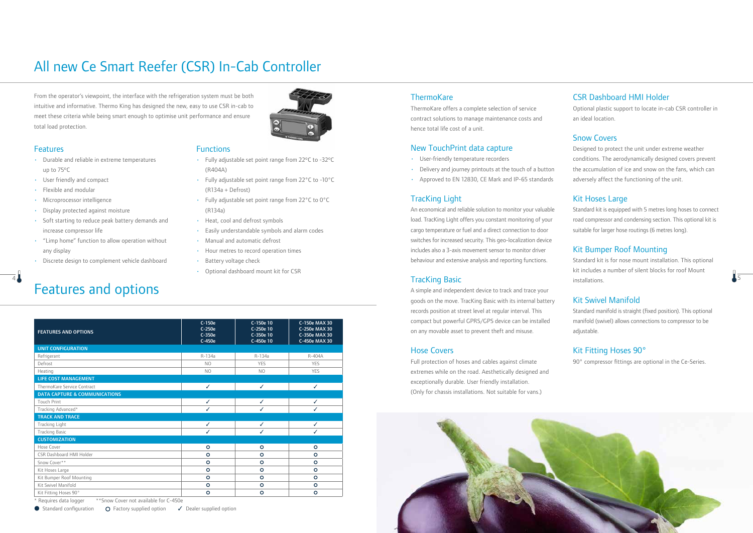# All new Ce Smart Reefer (CSR) In-Cab Controller

From the operator's viewpoint, the interface with the refrigeration system must be both intuitive and informative. Thermo King has designed the new, easy to use CSR in-cab to meet these criteria while being smart enough to optimise unit performance and ensure total load protection.

## Features

- Durable and reliable in extreme temperatures up to 75ºC
- User friendly and compact
- Flexible and modular
- Microprocessor intelligence
- Display protected against moisture
- Soft starting to reduce peak battery demands and increase compressor life
- "Limp home" function to allow operation without any display
- Discrete design to complement vehicle dashboard

## Functions

- Fully adjustable set point range from 22ºC to -32ºC (R404A)
- Fully adjustable set point range from 22ºC to -10°C (R134a + Defrost)
- Fully adjustable set point range from 22°C to 0°C (R134a)
- Heat, cool and defrost symbols
- Easily understandable symbols and alarm codes
- Manual and automatic defrost
- Hour metres to record operation times
- Battery voltage check
- Optional dashboard mount kit for CSR

# Features and options

| FEATURES AND OPTIONS | C-150e C-250e C-350e C-450e | C-150e 10 C-250e 10 C-350e 10 C-450e 10 | C-150e MAX 30 C-250e MAX 30 C-350e MAX 30 C-450e MAX 30 |
|---|---|---|---|
| **UNIT CONFIGURATION** | | | |
| Refrigerant | R-134a | R-134a | R-404A |
| Defrost | NO | YES | YES |
| Heating | NO | NO | YES |
| **LIFE COST MANAGEMENT** | | | |
| ThermoKare Service Contract | ✓ | ✓ | ✓ |
| **DATA CAPTURE & COMMUNICATIONS** | | | |
| Touch Print | ✓ | ✓ | ✓ |
| Tracking Advanced* | ✓ | ✓ | ✓ |
| **TRACK AND TRACE** | | | |
| Tracking Light | ✓ | ✓ | ✓ |
| Tracking Basic | ✓ | ✓ | ✓ |
| **CUSTOMIZATION** | | | |
| Hose Cover | O | O | O |
| CSR Dashboard HMI Holder | O | O | O |
| Snow Cover** | O | O | O |
| Kit Hoses Large | O | O | O |
| Kit Bumper Roof Mounting | O | O | O |
| Kit Swivel Manifold | O | O | O |
| Kit Fitting Hoses 90° | O | O | O |

\* Requires data logger  \*\*Snow Cover not available for C-450e

● Standard configuration  O Factory supplied option  ✓ Dealer supplied option

## ThermoKare

ThermoKare offers a complete selection of service contract solutions to manage maintenance costs and hence total life cost of a unit.

## New TouchPrint data capture

- User-friendly temperature recorders
- Delivery and journey printouts at the touch of a button
- Approved to EN 12830, CE Mark and IP-65 standards

## TracKing Light

An economical and reliable solution to monitor your valuable load. TracKing Light offers you constant monitoring of your cargo temperature or fuel and a direct connection to door switches for increased security. This geo-localization device includes also a 3-axis movement sensor to monitor driver behaviour and extensive analysis and reporting functions.

## TracKing Basic

A simple and independent device to track and trace your goods on the move. TracKing Basic with its internal battery records position at street level at regular interval. This compact but powerful GPRS/GPS device can be installed on any movable asset to prevent theft and misuse.

## Hose Covers

Full protection of hoses and cables against climate extremes while on the road. Aesthetically designed and exceptionally durable. User friendly installation. (Only for chassis installations. Not suitable for vans.)

## CSR Dashboard HMI Holder

Optional plastic support to locate in-cab CSR controller in an ideal location.

## Snow Covers

Designed to protect the unit under extreme weather conditions. The aerodynamically designed covers prevent the accumulation of ice and snow on the fans, which can adversely affect the functioning of the unit.

## Kit Hoses Large

Standard kit is equipped with 5 metres long hoses to connect road compressor and condensing section. This optional kit is suitable for larger hose routings (6 metres long).

## Kit Bumper Roof Mounting

Standard kit is for nose mount installation. This optional kit includes a number of silent blocks for roof Mount installations.

## Kit Swivel Manifold

Standard manifold is straight (fixed position). This optional manifold (swivel) allows connections to compressor to be adjustable.

## Kit Fitting Hoses 90°

90° compressor fittings are optional in the Ce-Series.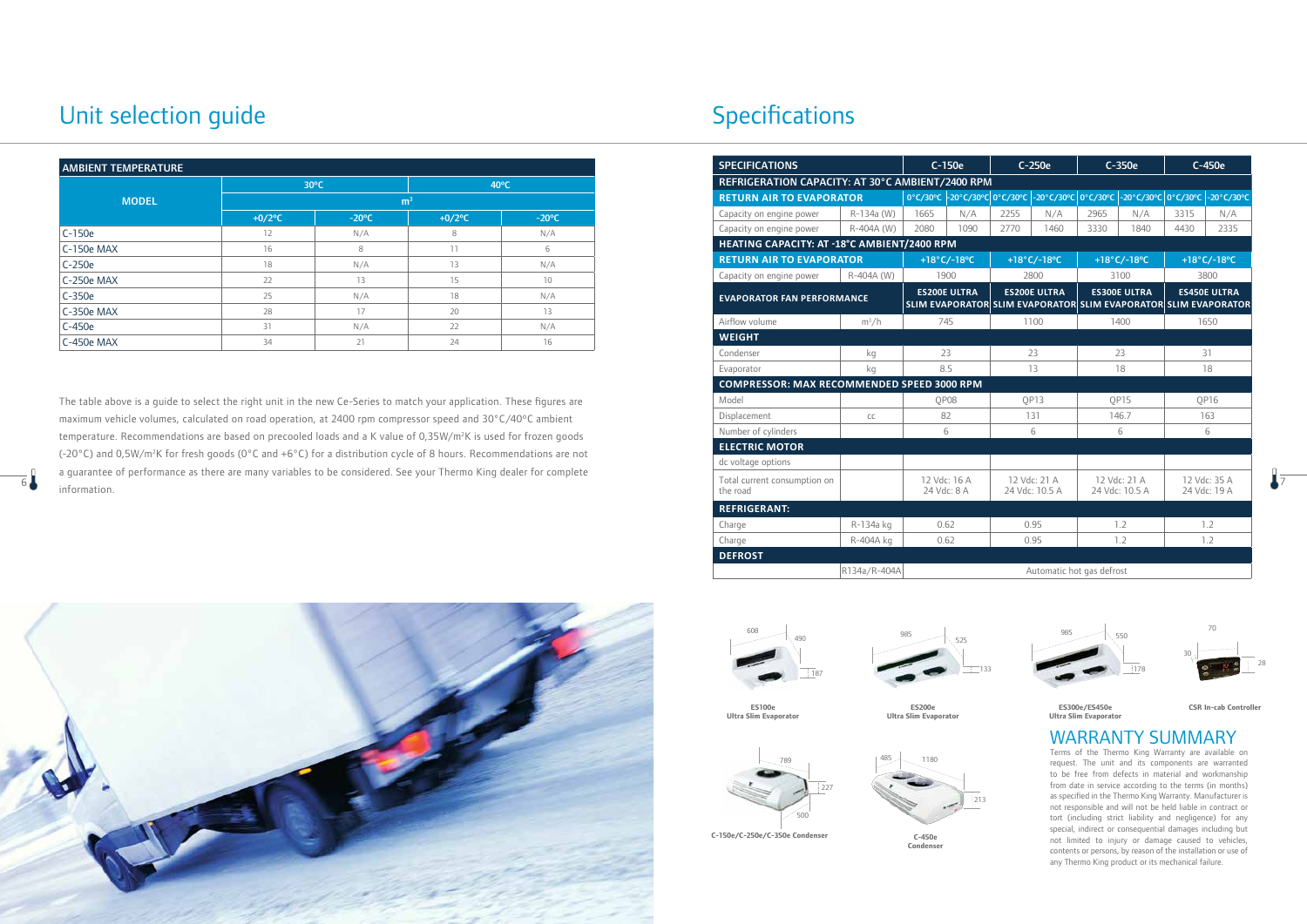# Unit selection guide

| MODEL | AMBIENT TEMPERATURE | | | |
|---|---|---|---|---|
| | 30ºC | | 40ºC | |
| | m³ | | | |
| | +0/2ºC | -20ºC | +0/2ºC | -20ºC |
| C-150e | 12 | N/A | 8 | N/A |
| C-150e MAX | 16 | 8 | 11 | 6 |
| C-250e | 18 | N/A | 13 | N/A |
| C-250e MAX | 22 | 13 | 15 | 10 |
| C-350e | 25 | N/A | 18 | N/A |
| C-350e MAX | 28 | 17 | 20 | 13 |
| C-450e | 31 | N/A | 22 | N/A |
| C-450e MAX | 34 | 21 | 24 | 16 |

The table above is a guide to select the right unit in the new Ce-Series to match your application. These figures are maximum vehicle volumes, calculated on road operation, at 2400 rpm compressor speed and 30°C/40°C ambient temperature. Recommendations are based on precooled loads and a K value of 0,35W/m²K is used for frozen goods (-20°C) and 0,5W/m²K for fresh goods (0°C and +6°C) for a distribution cycle of 8 hours. Recommendations are not a guarantee of performance as there are many variables to be considered. See your Thermo King dealer for complete information.

# Specifications

| SPECIFICATIONS | | C-150e | | C-250e | | C-350e | | C-450e | |
|---|---|---|---|---|---|---|---|---|---|
| **REFRIGERATION CAPACITY: AT 30°C AMBIENT/2400 RPM** | | | | | | | | | |
| **RETURN AIR TO EVAPORATOR** | | 0°C/30°C | -20°C/30°C | 0°C/30°C | -20°C/30°C | 0°C/30°C | -20°C/30°C | 0°C/30°C | -20°C/30°C |
| Capacity on engine power | R-134a (W) | 1665 | N/A | 2255 | N/A | 2965 | N/A | 3315 | N/A |
| Capacity on engine power | R-404A (W) | 2080 | 1090 | 2770 | 1460 | 3330 | 1840 | 4430 | 2335 |
| **HEATING CAPACITY: AT -18°C AMBIENT/2400 RPM** | | | | | | | | | |
| **RETURN AIR TO EVAPORATOR** | | +18°C/-18ºC | | +18°C/-18ºC | | +18°C/-18ºC | | +18°C/-18ºC | |
| Capacity on engine power | R-404A (W) | 1900 | | 2800 | | 3100 | | 3800 | |
| **EVAPORATOR FAN PERFORMANCE** | | ES200E ULTRA SLIM EVAPORATOR | | ES200E ULTRA SLIM EVAPORATOR | | ES300E ULTRA SLIM EVAPORATOR | | ES450E ULTRA SLIM EVAPORATOR | |
| Airflow volume | m³/h | 745 | | 1100 | | 1400 | | 1650 | |
| **WEIGHT** | | | | | | | | | |
| Condenser | kg | 23 | | 23 | | 23 | | 31 | |
| Evaporator | kg | 8.5 | | 13 | | 18 | | 18 | |
| **COMPRESSOR: MAX RECOMMENDED SPEED 3000 RPM** | | | | | | | | | |
| Model | | QP08 | | QP13 | | QP15 | | QP16 | |
| Displacement | cc | 82 | | 131 | | 146.7 | | 163 | |
| Number of cylinders | | 6 | | 6 | | 6 | | 6 | |
| **ELECTRIC MOTOR** | | | | | | | | | |
| dc voltage options | | | | | | | | | |
| Total current consumption on the road | | 12 Vdc: 16 A 24 Vdc: 8 A | | 12 Vdc: 21 A 24 Vdc: 10.5 A | | 12 Vdc: 21 A 24 Vdc: 10.5 A | | 12 Vdc: 35 A 24 Vdc: 19 A | |
| **REFRIGERANT:** | | | | | | | | | |
| Charge | R-134a kg | 0.62 | | 0.95 | | 1.2 | | 1.2 | |
| Charge | R-404A kg | 0.62 | | 0.95 | | 1.2 | | 1.2 | |
| **DEFROST** | | | | | | | | | |
| | R134a/R-404A | Automatic hot gas defrost | | | | | | | |

608 / 490 / 187
**ES100e Ultra Slim Evaporator**

985 / 525 / 133
**ES200e Ultra Slim Evaporator**

985 / 550 / 178
**ES300e/ES450e Ultra Slim Evaporator**

70 / 30 / 28
**CSR In-cab Controller**

789 / 227 / 500
**C-150e/C-250e/C-350e Condenser**

485 / 1180 / 213
**C-450e Condenser**

## WARRANTY SUMMARY

Terms of the Thermo King Warranty are available on request. The unit and its components are warranted to be free from defects in material and workmanship from date in service according to the terms (in months) as specified in the Thermo King Warranty. Manufacturer is not responsible and will not be held liable in contract or tort (including strict liability and negligence) for any special, indirect or consequential damages including but not limited to injury or damage caused to vehicles, contents or persons, by reason of the installation or use of any Thermo King product or its mechanical failure.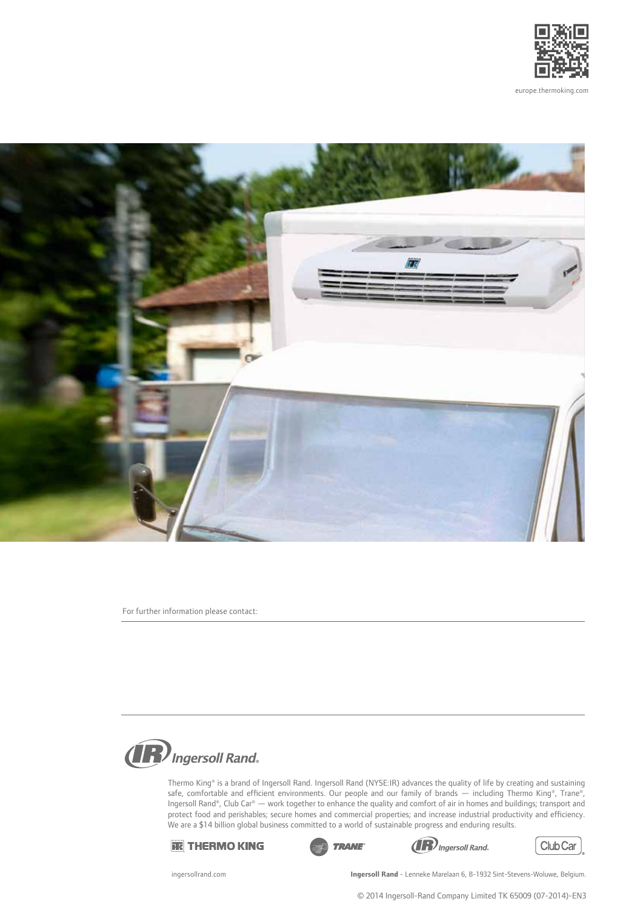europe.thermoking.com

For further information please contact:

Thermo King® is a brand of Ingersoll Rand. Ingersoll Rand (NYSE:IR) advances the quality of life by creating and sustaining safe, comfortable and efficient environments. Our people and our family of brands — including Thermo King®, Trane®, Ingersoll Rand®, Club Car® — work together to enhance the quality and comfort of air in homes and buildings; transport and protect food and perishables; secure homes and commercial properties; and increase industrial productivity and efficiency. We are a $14 billion global business committed to a world of sustainable progress and enduring results.

ingersollrand.com

**Ingersoll Rand** - Lenneke Marelaan 6, B-1932 Sint-Stevens-Woluwe, Belgium.

© 2014 Ingersoll-Rand Company Limited TK 65009 (07-2014)-EN3